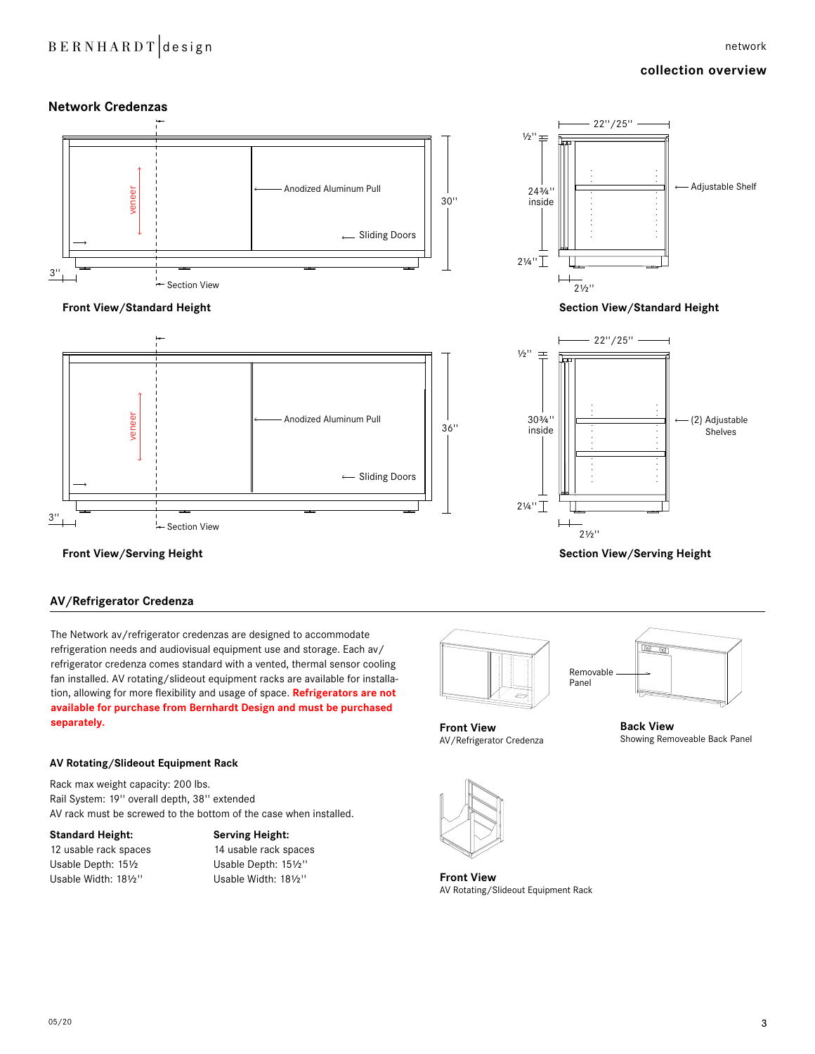## Network Credenzas

Anodized Aluminum Pull

Sliding Doors

veneer

30''

3''

Section View

**Front View/Standard Height**

22''/25''

½''

24¾'' inside

Adjustable Shelf

2¼''

2½''

**Section View/Standard Height**

Anodized Aluminum Pull

Sliding Doors

veneer

36''

3''

Section View

**Front View/Serving Height**

22''/25''

½''

30¾'' inside

(2) Adjustable Shelves

2¼''

2½''

**Section View/Serving Height**

## AV/Refrigerator Credenza

The Network av/refrigerator credenzas are designed to accommodate refrigeration needs and audiovisual equipment use and storage. Each av/refrigerator credenza comes standard with a vented, thermal sensor cooling fan installed. AV rotating/slideout equipment racks are available for installation, allowing for more flexibility and usage of space. **Refrigerators are not available for purchase from Bernhardt Design and must be purchased separately.**

**Front View**
AV/Refrigerator Credenza

Removable Panel

**Back View**
Showing Removeable Back Panel

### AV Rotating/Slideout Equipment Rack

Rack max weight capacity: 200 lbs.
Rail System: 19'' overall depth, 38'' extended
AV rack must be screwed to the bottom of the case when installed.

**Standard Height:**
12 usable rack spaces
Usable Depth: 15½
Usable Width: 18½''

**Serving Height:**
14 usable rack spaces
Usable Depth: 15½''
Usable Width: 18½''

**Front View**
AV Rotating/Slideout Equipment Rack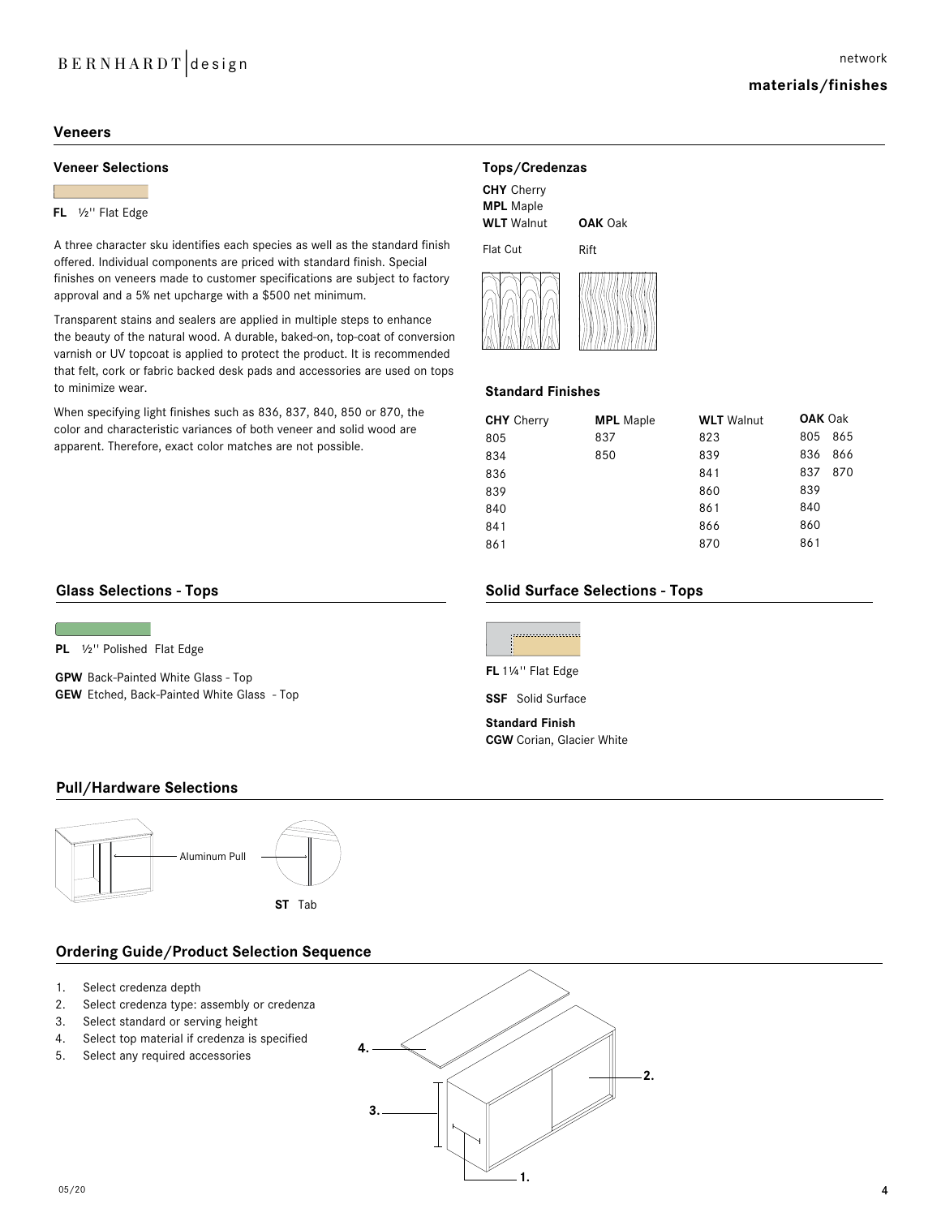# materials/finishes

## Veneers

### Veneer Selections

**FL** ½'' Flat Edge

A three character sku identifies each species as well as the standard finish offered. Individual components are priced with standard finish. Special finishes on veneers made to customer specifications are subject to factory approval and a 5% net upcharge with a $500 net minimum.

Transparent stains and sealers are applied in multiple steps to enhance the beauty of the natural wood. A durable, baked-on, top-coat of conversion varnish or UV topcoat is applied to protect the product. It is recommended that felt, cork or fabric backed desk pads and accessories are used on tops to minimize wear.

When specifying light finishes such as 836, 837, 840, 850 or 870, the color and characteristic variances of both veneer and solid wood are apparent. Therefore, exact color matches are not possible.

### Tops/Credenzas

**CHY** Cherry
**MPL** Maple
**WLT** Walnut — Flat Cut
**OAK** Oak — Rift

### Standard Finishes

| **CHY** Cherry | **MPL** Maple | **WLT** Walnut | **OAK** Oak | |
|---|---|---|---|---|
| 805 | 837 | 823 | 805 | 865 |
| 834 | 850 | 839 | 836 | 866 |
| 836 | | 841 | 837 | 870 |
| 839 | | 860 | 839 | |
| 840 | | 861 | 840 | |
| 841 | | 866 | 860 | |
| 861 | | 870 | 861 | |

## Glass Selections - Tops

**PL** ½'' Polished Flat Edge

**GPW** Back-Painted White Glass - Top
**GEW** Etched, Back-Painted White Glass - Top

## Solid Surface Selections - Tops

**FL** 1¼'' Flat Edge

**SSF** Solid Surface

**Standard Finish**
**CGW** Corian, Glacier White

## Pull/Hardware Selections

Aluminum Pull

**ST** Tab

## Ordering Guide/Product Selection Sequence

1. Select credenza depth
2. Select credenza type: assembly or credenza
3. Select standard or serving height
4. Select top material if credenza is specified
5. Select any required accessories

05/20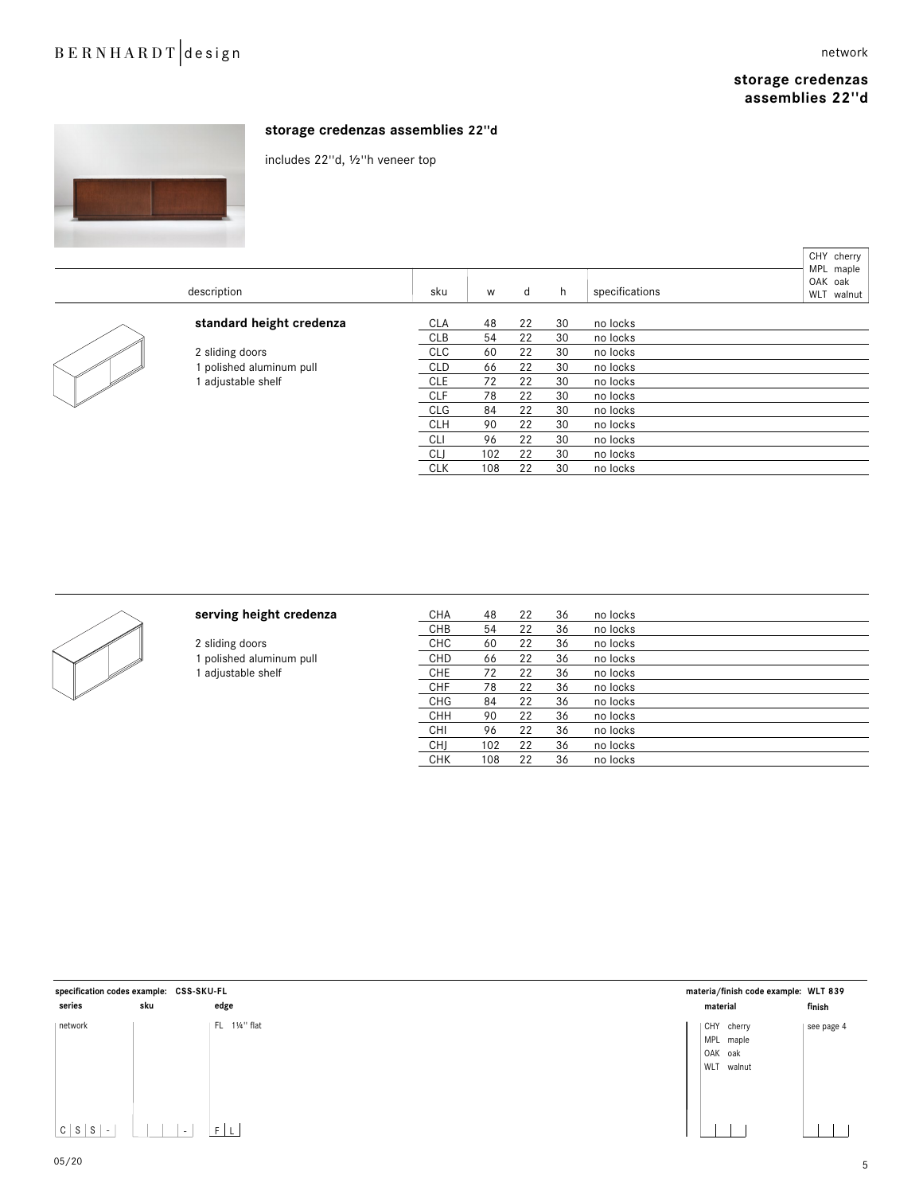## storage credenzas assemblies 22''d

includes 22''d, ½''h veneer top

| description | sku | w | d | h | specifications |
|---|---|---|---|---|---|
| **standard height credenza** | CLA | 48 | 22 | 30 | no locks |
| | CLB | 54 | 22 | 30 | no locks |
| 2 sliding doors | CLC | 60 | 22 | 30 | no locks |
| 1 polished aluminum pull | CLD | 66 | 22 | 30 | no locks |
| 1 adjustable shelf | CLE | 72 | 22 | 30 | no locks |
| | CLF | 78 | 22 | 30 | no locks |
| | CLG | 84 | 22 | 30 | no locks |
| | CLH | 90 | 22 | 30 | no locks |
| | CLI | 96 | 22 | 30 | no locks |
| | CLJ | 102 | 22 | 30 | no locks |
| | CLK | 108 | 22 | 30 | no locks |

CHY cherry
MPL maple
OAK oak
WLT walnut

| description | sku | w | d | h | specifications |
|---|---|---|---|---|---|
| **serving height credenza** | CHA | 48 | 22 | 36 | no locks |
| | CHB | 54 | 22 | 36 | no locks |
| 2 sliding doors | CHC | 60 | 22 | 36 | no locks |
| 1 polished aluminum pull | CHD | 66 | 22 | 36 | no locks |
| 1 adjustable shelf | CHE | 72 | 22 | 36 | no locks |
| | CHF | 78 | 22 | 36 | no locks |
| | CHG | 84 | 22 | 36 | no locks |
| | CHH | 90 | 22 | 36 | no locks |
| | CHI | 96 | 22 | 36 | no locks |
| | CHJ | 102 | 22 | 36 | no locks |
| | CHK | 108 | 22 | 36 | no locks |

**specification codes example: CSS-SKU-FL**

| series | sku | edge |
|---|---|---|
| network | | FL 1¼'' flat |
| C S S - | - | F L |

**materia/finish code example: WLT 839**

| material | finish |
|---|---|
| CHY cherry | see page 4 |
| MPL maple | |
| OAK oak | |
| WLT walnut | |

05/20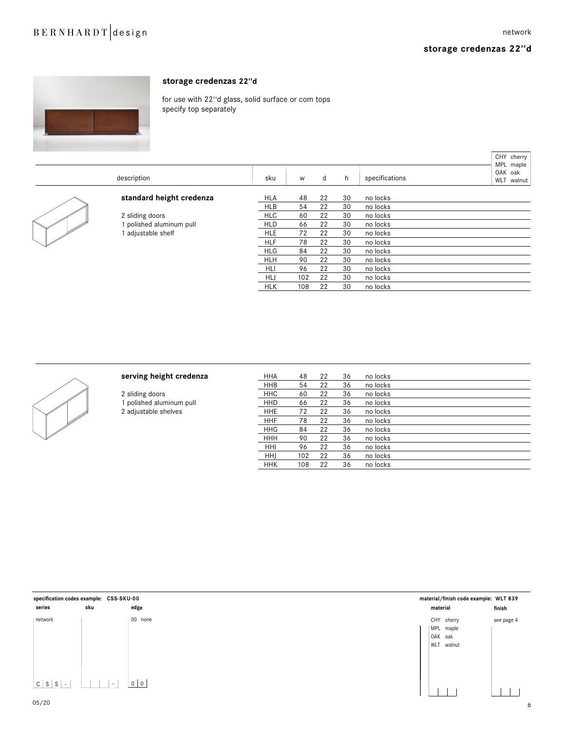## storage credenzas 22''d

for use with 22''d glass, solid surface or com tops
specify top separately

CHY cherry
MPL maple
OAK oak
WLT walnut

| description | sku | w | d | h | specifications |
|---|---|---|---|---|---|
| **standard height credenza** | HLA | 48 | 22 | 30 | no locks |
| 2 sliding doors | HLB | 54 | 22 | 30 | no locks |
| 1 polished aluminum pull | HLC | 60 | 22 | 30 | no locks |
| 1 adjustable shelf | HLD | 66 | 22 | 30 | no locks |
| | HLE | 72 | 22 | 30 | no locks |
| | HLF | 78 | 22 | 30 | no locks |
| | HLG | 84 | 22 | 30 | no locks |
| | HLH | 90 | 22 | 30 | no locks |
| | HLI | 96 | 22 | 30 | no locks |
| | HLJ | 102 | 22 | 30 | no locks |
| | HLK | 108 | 22 | 30 | no locks |
| **serving height credenza** | HHA | 48 | 22 | 36 | no locks |
| 2 sliding doors | HHB | 54 | 22 | 36 | no locks |
| 1 polished aluminum pull | HHC | 60 | 22 | 36 | no locks |
| 2 adjustable shelves | HHD | 66 | 22 | 36 | no locks |
| | HHE | 72 | 22 | 36 | no locks |
| | HHF | 78 | 22 | 36 | no locks |
| | HHG | 84 | 22 | 36 | no locks |
| | HHH | 90 | 22 | 36 | no locks |
| | HHI | 96 | 22 | 36 | no locks |
| | HHJ | 102 | 22 | 36 | no locks |
| | HHK | 108 | 22 | 36 | no locks |

**specification codes example: CSS-SKU-00**

| series | sku | edge |
|---|---|---|
| network | | 00 none |
| C S S - | _ _ _ - | 0 0 |

**material/finish code example: WLT 839**

| material | finish |
|---|---|
| CHY cherry | see page 4 |
| MPL maple | |
| OAK oak | |
| WLT walnut | |

05/20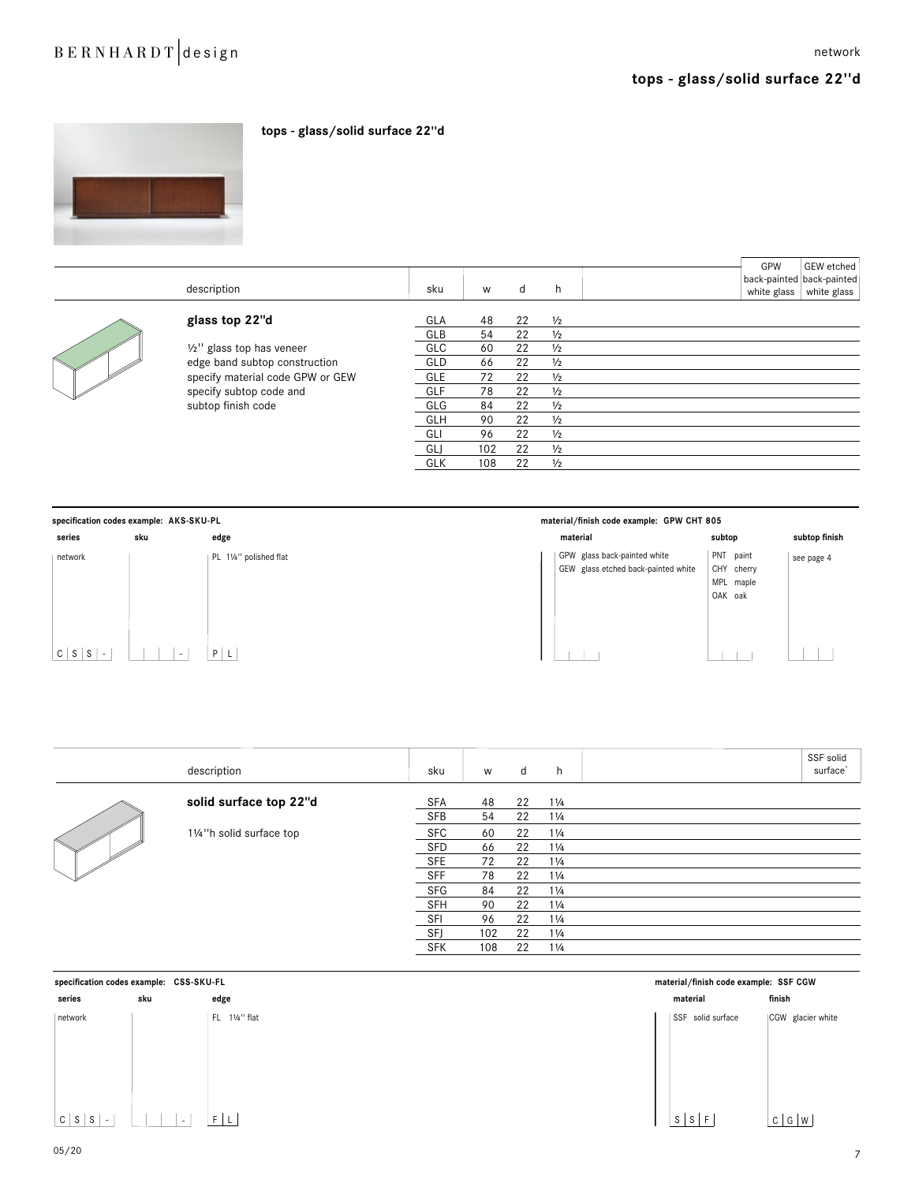# tops - glass/solid surface 22"d

## tops - glass/solid surface 22"d

| description | sku | w | d | h | GPW back-painted white glass | GEW etched back-painted white glass |
|---|---|---|---|---|---|---|
| **glass top 22"d** | GLA | 48 | 22 | ½ | | |
| | GLB | 54 | 22 | ½ | | |
| ½'' glass top has veneer | GLC | 60 | 22 | ½ | | |
| edge band subtop construction | GLD | 66 | 22 | ½ | | |
| specify material code GPW or GEW | GLE | 72 | 22 | ½ | | |
| specify subtop code and | GLF | 78 | 22 | ½ | | |
| subtop finish code | GLG | 84 | 22 | ½ | | |
| | GLH | 90 | 22 | ½ | | |
| | GLI | 96 | 22 | ½ | | |
| | GLJ | 102 | 22 | ½ | | |
| | GLK | 108 | 22 | ½ | | |

**specification codes example: AKS-SKU-PL**

| series | sku | edge |
|---|---|---|
| network | | PL 1¼'' polished flat |
| C S S - | - | P L |

**material/finish code example: GPW CHT 805**

| material | subtop | subtop finish |
|---|---|---|
| GPW glass back-painted white | PNT paint | see page 4 |
| GEW glass etched back-painted white | CHY cherry | |
| | MPL maple | |
| | OAK oak | |

| description | sku | w | d | h | SSF solid surface* |
|---|---|---|---|---|---|
| **solid surface top 22"d** | SFA | 48 | 22 | 1¼ | |
| | SFB | 54 | 22 | 1¼ | |
| 1¼''h solid surface top | SFC | 60 | 22 | 1¼ | |
| | SFD | 66 | 22 | 1¼ | |
| | SFE | 72 | 22 | 1¼ | |
| | SFF | 78 | 22 | 1¼ | |
| | SFG | 84 | 22 | 1¼ | |
| | SFH | 90 | 22 | 1¼ | |
| | SFI | 96 | 22 | 1¼ | |
| | SFJ | 102 | 22 | 1¼ | |
| | SFK | 108 | 22 | 1¼ | |

**specification codes example: CSS-SKU-FL**

| series | sku | edge |
|---|---|---|
| network | | FL 1¼'' flat |
| C S S - | - | F L |

**material/finish code example: SSF CGW**

| material | finish |
|---|---|
| SSF solid surface | CGW glacier white |
| S S F | C G W |

05/20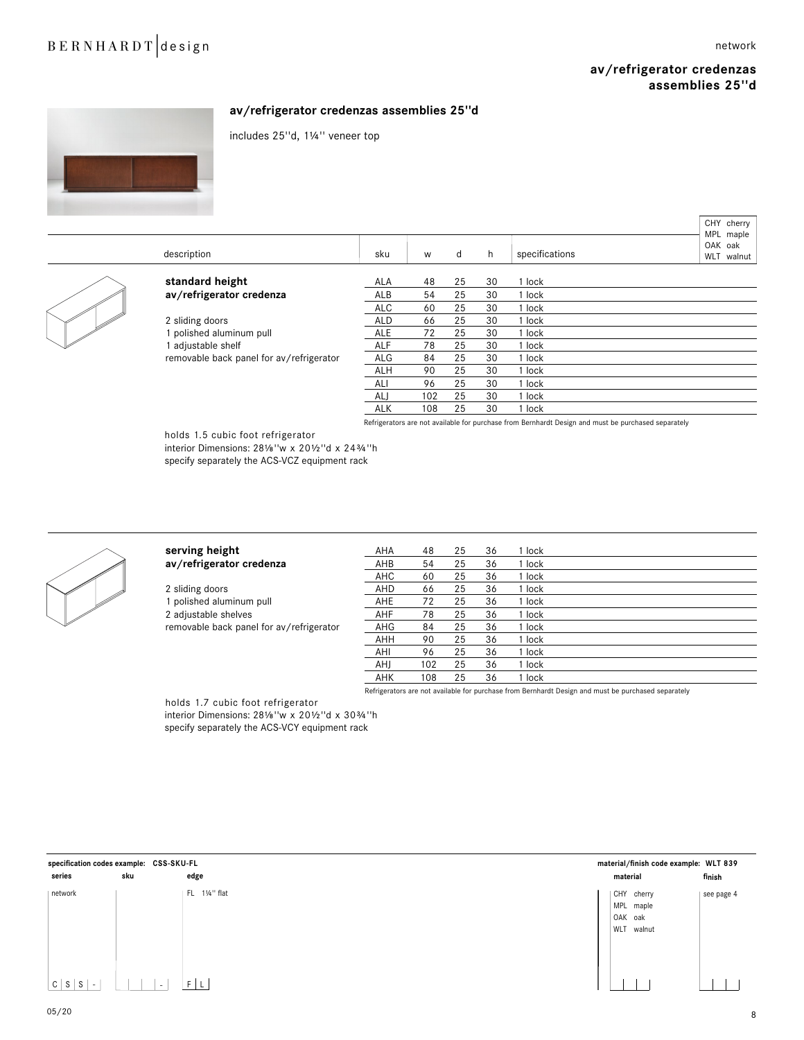# av/refrigerator credenzas assemblies 25''d

## av/refrigerator credenzas assemblies 25''d

includes 25''d, 1¼'' veneer top

CHY cherry
MPL maple
OAK oak
WLT walnut

| description | sku | w | d | h | specifications |
|---|---|---|---|---|---|
| **standard height av/refrigerator credenza** | ALA | 48 | 25 | 30 | 1 lock |
| | ALB | 54 | 25 | 30 | 1 lock |
| 2 sliding doors | ALC | 60 | 25 | 30 | 1 lock |
| 1 polished aluminum pull | ALD | 66 | 25 | 30 | 1 lock |
| 1 adjustable shelf | ALE | 72 | 25 | 30 | 1 lock |
| removable back panel for av/refrigerator | ALF | 78 | 25 | 30 | 1 lock |
| | ALG | 84 | 25 | 30 | 1 lock |
| | ALH | 90 | 25 | 30 | 1 lock |
| | ALI | 96 | 25 | 30 | 1 lock |
| | ALJ | 102 | 25 | 30 | 1 lock |
| | ALK | 108 | 25 | 30 | 1 lock |

Refrigerators are not available for purchase from Bernhardt Design and must be purchased separately

holds 1.5 cubic foot refrigerator
interior Dimensions: 28⅛''w x 20½''d x 24¾''h
specify separately the ACS-VCZ equipment rack

| description | sku | w | d | h | specifications |
|---|---|---|---|---|---|
| **serving height av/refrigerator credenza** | AHA | 48 | 25 | 36 | 1 lock |
| | AHB | 54 | 25 | 36 | 1 lock |
| 2 sliding doors | AHC | 60 | 25 | 36 | 1 lock |
| 1 polished aluminum pull | AHD | 66 | 25 | 36 | 1 lock |
| 2 adjustable shelves | AHE | 72 | 25 | 36 | 1 lock |
| removable back panel for av/refrigerator | AHF | 78 | 25 | 36 | 1 lock |
| | AHG | 84 | 25 | 36 | 1 lock |
| | AHH | 90 | 25 | 36 | 1 lock |
| | AHI | 96 | 25 | 36 | 1 lock |
| | AHJ | 102 | 25 | 36 | 1 lock |
| | AHK | 108 | 25 | 36 | 1 lock |

Refrigerators are not available for purchase from Bernhardt Design and must be purchased separately

holds 1.7 cubic foot refrigerator
interior Dimensions: 28⅛''w x 20½''d x 30¾''h
specify separately the ACS-VCY equipment rack

**specification codes example: CSS-SKU-FL**

| series | sku | edge |
|---|---|---|
| network | | FL 1¼'' flat |
| C S S - | _ _ _ - | F L |

**material/finish code example: WLT 839**

| material | finish |
|---|---|
| CHY cherry<br>MPL maple<br>OAK oak<br>WLT walnut | see page 4 |

05/20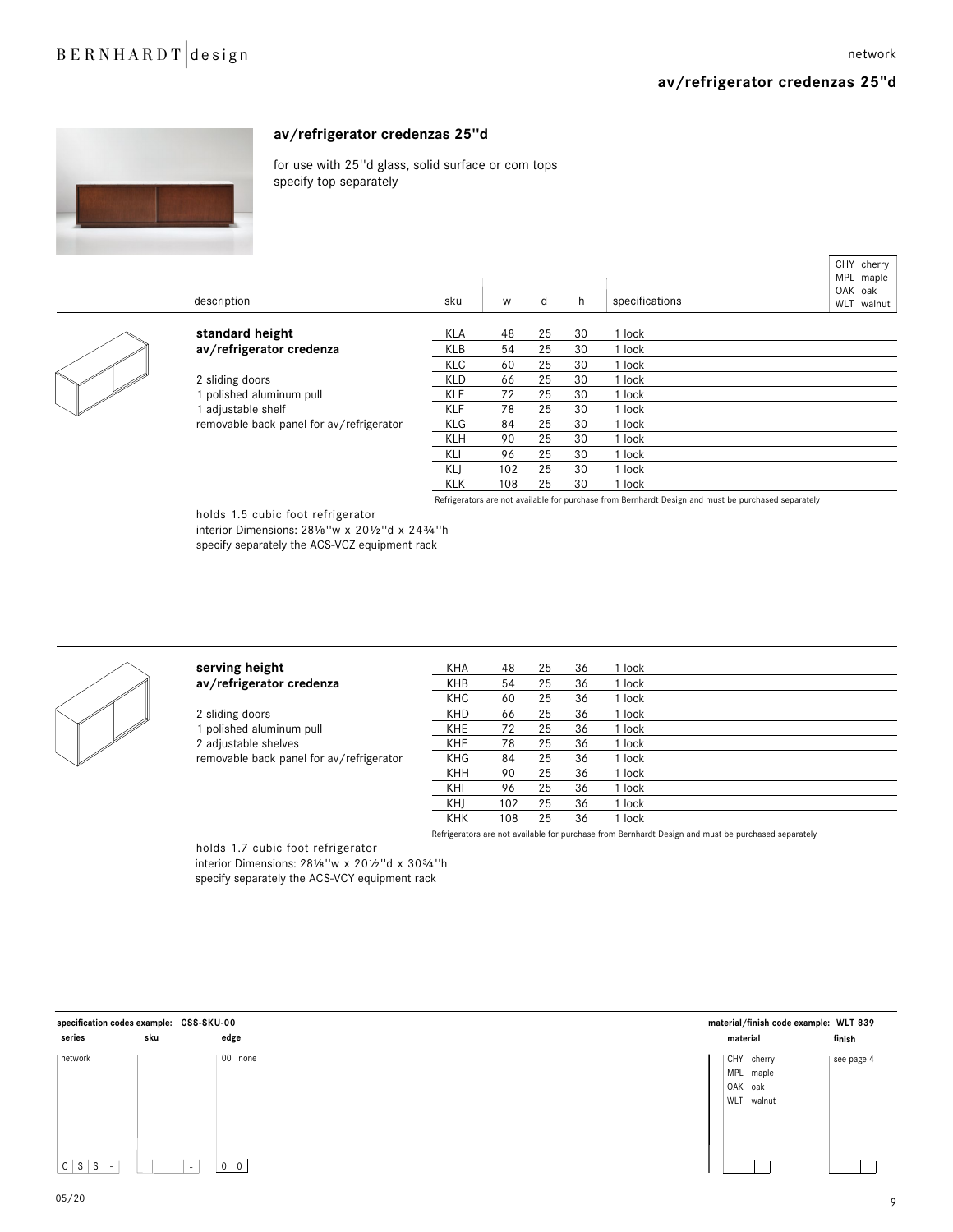## av/refrigerator credenzas 25"d

for use with 25"d glass, solid surface or com tops
specify top separately

| description | sku | w | d | h | specifications |
|---|---|---|---|---|---|
| **standard height av/refrigerator credenza** | KLA | 48 | 25 | 30 | 1 lock |
| | KLB | 54 | 25 | 30 | 1 lock |
| 2 sliding doors | KLC | 60 | 25 | 30 | 1 lock |
| 1 polished aluminum pull | KLD | 66 | 25 | 30 | 1 lock |
| 1 adjustable shelf | KLE | 72 | 25 | 30 | 1 lock |
| removable back panel for av/refrigerator | KLF | 78 | 25 | 30 | 1 lock |
| | KLG | 84 | 25 | 30 | 1 lock |
| | KLH | 90 | 25 | 30 | 1 lock |
| | KLI | 96 | 25 | 30 | 1 lock |
| | KLJ | 102 | 25 | 30 | 1 lock |
| | KLK | 108 | 25 | 30 | 1 lock |

CHY cherry
MPL maple
OAK oak
WLT walnut

Refrigerators are not available for purchase from Bernhardt Design and must be purchased separately

holds 1.5 cubic foot refrigerator
interior Dimensions: 28⅛"w x 20½"d x 24¾"h
specify separately the ACS-VCZ equipment rack

| description | sku | w | d | h | specifications |
|---|---|---|---|---|---|
| **serving height av/refrigerator credenza** | KHA | 48 | 25 | 36 | 1 lock |
| | KHB | 54 | 25 | 36 | 1 lock |
| 2 sliding doors | KHC | 60 | 25 | 36 | 1 lock |
| 1 polished aluminum pull | KHD | 66 | 25 | 36 | 1 lock |
| 2 adjustable shelves | KHE | 72 | 25 | 36 | 1 lock |
| removable back panel for av/refrigerator | KHF | 78 | 25 | 36 | 1 lock |
| | KHG | 84 | 25 | 36 | 1 lock |
| | KHH | 90 | 25 | 36 | 1 lock |
| | KHI | 96 | 25 | 36 | 1 lock |
| | KHJ | 102 | 25 | 36 | 1 lock |
| | KHK | 108 | 25 | 36 | 1 lock |

Refrigerators are not available for purchase from Bernhardt Design and must be purchased separately

holds 1.7 cubic foot refrigerator
interior Dimensions: 28⅛"w x 20½"d x 30¾"h
specify separately the ACS-VCY equipment rack

**specification codes example: CSS-SKU-00**

| series | sku | edge |
|---|---|---|
| network | | 00 none |
| C S S - | _ _ _ - | 0 0 |

**material/finish code example: WLT 839**

| material | finish |
|---|---|
| CHY cherry | see page 4 |
| MPL maple | |
| OAK oak | |
| WLT walnut | |

05/20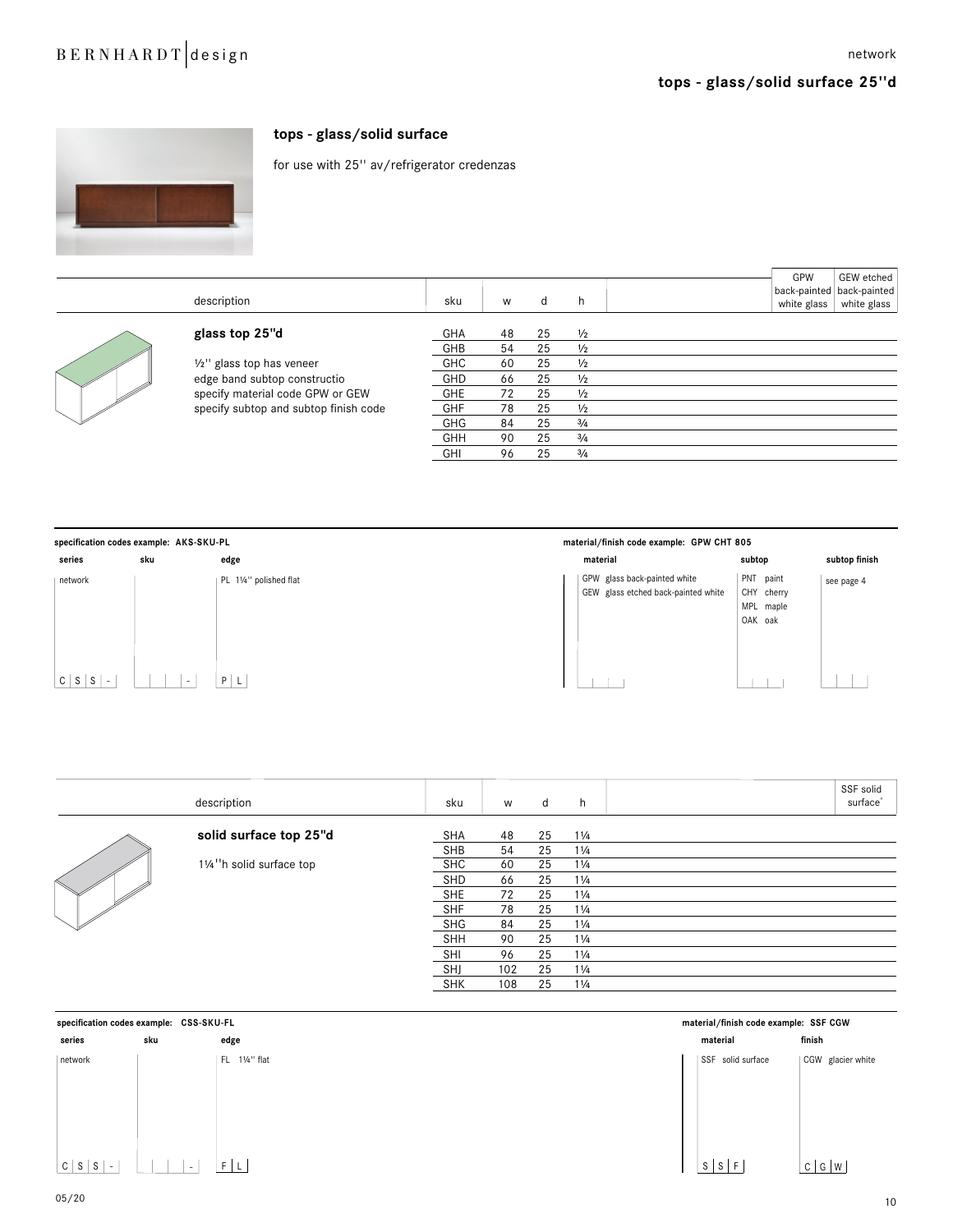## tops - glass/solid surface 25''d

### tops - glass/solid surface

for use with 25'' av/refrigerator credenzas

| description | sku | w | d | h | GPW back-painted white glass | GEW etched back-painted white glass |
|---|---|---|---|---|---|---|
| **glass top 25"d** | GHA | 48 | 25 | ½ | | |
| | GHB | 54 | 25 | ½ | | |
| ½'' glass top has veneer | GHC | 60 | 25 | ½ | | |
| edge band subtop constructio | GHD | 66 | 25 | ½ | | |
| specify material code GPW or GEW | GHE | 72 | 25 | ½ | | |
| specify subtop and subtop finish code | GHF | 78 | 25 | ½ | | |
| | GHG | 84 | 25 | ¾ | | |
| | GHH | 90 | 25 | ¾ | | |
| | GHI | 96 | 25 | ¾ | | |

**specification codes example: AKS-SKU-PL**

| series | sku | edge |
|---|---|---|
| network | | PL 1¼'' polished flat |
| C S S - | - | P L |

**material/finish code example: GPW CHT 805**

| material | subtop | subtop finish |
|---|---|---|
| GPW glass back-painted white | PNT paint | see page 4 |
| GEW glass etched back-painted white | CHY cherry | |
| | MPL maple | |
| | OAK oak | |

| description | sku | w | d | h | SSF solid surface* |
|---|---|---|---|---|---|
| **solid surface top 25"d** | SHA | 48 | 25 | 1¼ | |
| | SHB | 54 | 25 | 1¼ | |
| 1¼''h solid surface top | SHC | 60 | 25 | 1¼ | |
| | SHD | 66 | 25 | 1¼ | |
| | SHE | 72 | 25 | 1¼ | |
| | SHF | 78 | 25 | 1¼ | |
| | SHG | 84 | 25 | 1¼ | |
| | SHH | 90 | 25 | 1¼ | |
| | SHI | 96 | 25 | 1¼ | |
| | SHJ | 102 | 25 | 1¼ | |
| | SHK | 108 | 25 | 1¼ | |

**specification codes example: CSS-SKU-FL**

| series | sku | edge |
|---|---|---|
| network | | FL 1¼'' flat |
| C S S - | - | F L |

**material/finish code example: SSF CGW**

| material | finish |
|---|---|
| SSF solid surface | CGW glacier white |
| S S F | C G W |

05/20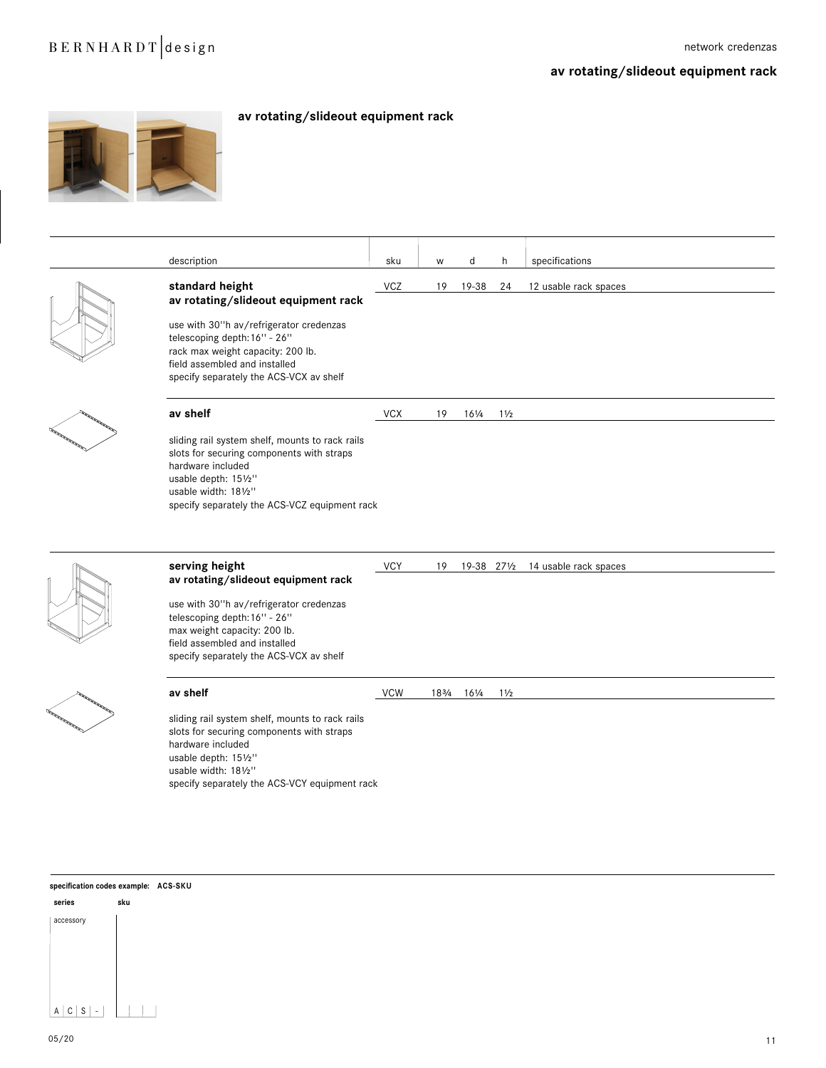# av rotating/slideout equipment rack

| description | sku | w | d | h | specifications |
| --- | --- | --- | --- | --- | --- |
| **standard height av rotating/slideout equipment rack**<br><br>use with 30''h av/refrigerator credenzas<br>telescoping depth:16'' - 26''<br>rack max weight capacity: 200 lb.<br>field assembled and installed<br>specify separately the ACS-VCX av shelf | VCZ | 19 | 19-38 | 24 | 12 usable rack spaces |
| **av shelf**<br><br>sliding rail system shelf, mounts to rack rails<br>slots for securing components with straps<br>hardware included<br>usable depth: 15½''<br>usable width: 18½''<br>specify separately the ACS-VCZ equipment rack | VCX | 19 | 16¼ | 1½ | |
| **serving height av rotating/slideout equipment rack**<br><br>use with 30''h av/refrigerator credenzas<br>telescoping depth:16'' - 26''<br>max weight capacity: 200 lb.<br>field assembled and installed<br>specify separately the ACS-VCX av shelf | VCY | 19 | 19-38 | 27½ | 14 usable rack spaces |
| **av shelf**<br><br>sliding rail system shelf, mounts to rack rails<br>slots for securing components with straps<br>hardware included<br>usable depth: 15½''<br>usable width: 18½''<br>specify separately the ACS-VCY equipment rack | VCW | 18¾ | 16¼ | 1½ | |

**specification codes example: ACS-SKU**

| series | sku |
| --- | --- |
| accessory<br>A C S - | |

05/20